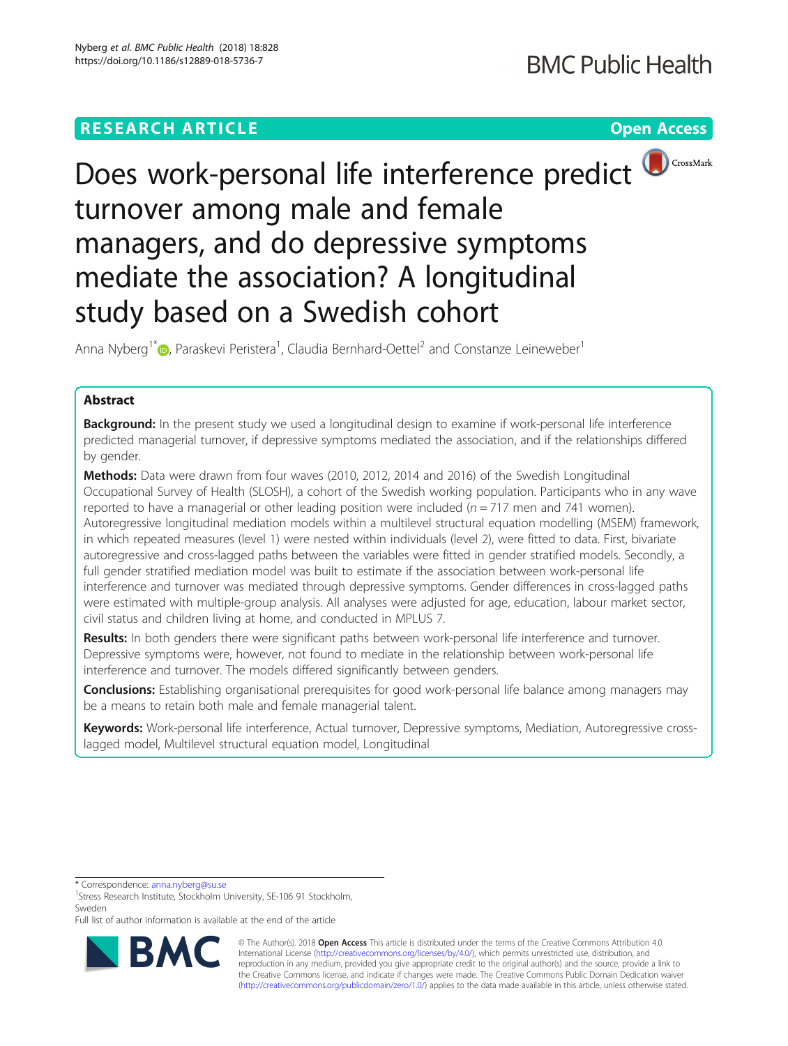RESEARCH ARTICLE

Open Access

# Does work-personal life interference predict turnover among male and female managers, and do depressive symptoms mediate the association? A longitudinal study based on a Swedish cohort

Anna Nyberg[1*], Paraskevi Peristera[1], Claudia Bernhard-Oettel[2] and Constanze Leineweber[1]

## Abstract

**Background:** In the present study we used a longitudinal design to examine if work-personal life interference predicted managerial turnover, if depressive symptoms mediated the association, and if the relationships differed by gender.

**Methods:** Data were drawn from four waves (2010, 2012, 2014 and 2016) of the Swedish Longitudinal Occupational Survey of Health (SLOSH), a cohort of the Swedish working population. Participants who in any wave reported to have a managerial or other leading position were included ($n = 717$ men and 741 women). Autoregressive longitudinal mediation models within a multilevel structural equation modelling (MSEM) framework, in which repeated measures (level 1) were nested within individuals (level 2), were fitted to data. First, bivariate autoregressive and cross-lagged paths between the variables were fitted in gender stratified models. Secondly, a full gender stratified mediation model was built to estimate if the association between work-personal life interference and turnover was mediated through depressive symptoms. Gender differences in cross-lagged paths were estimated with multiple-group analysis. All analyses were adjusted for age, education, labour market sector, civil status and children living at home, and conducted in MPLUS 7.

**Results:** In both genders there were significant paths between work-personal life interference and turnover. Depressive symptoms were, however, not found to mediate in the relationship between work-personal life interference and turnover. The models differed significantly between genders.

**Conclusions:** Establishing organisational prerequisites for good work-personal life balance among managers may be a means to retain both male and female managerial talent.

**Keywords:** Work-personal life interference, Actual turnover, Depressive symptoms, Mediation, Autoregressive cross-lagged model, Multilevel structural equation model, Longitudinal

---

* Correspondence: anna.nyberg@su.se

[1]Stress Research Institute, Stockholm University, SE-106 91 Stockholm, Sweden

Full list of author information is available at the end of the article

© The Author(s). 2018 **Open Access** This article is distributed under the terms of the Creative Commons Attribution 4.0 International License (http://creativecommons.org/licenses/by/4.0/), which permits unrestricted use, distribution, and reproduction in any medium, provided you give appropriate credit to the original author(s) and the source, provide a link to the Creative Commons license, and indicate if changes were made. The Creative Commons Public Domain Dedication waiver (http://creativecommons.org/publicdomain/zero/1.0/) applies to the data made available in this article, unless otherwise stated.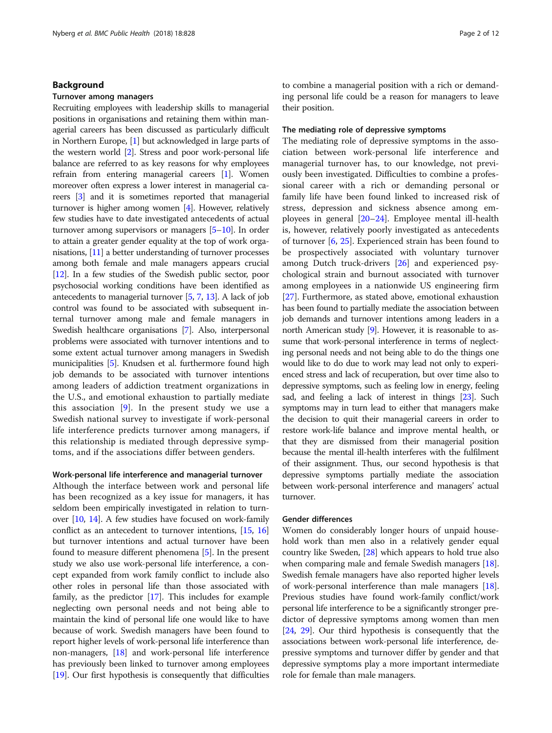## Background

### Turnover among managers

Recruiting employees with leadership skills to managerial positions in organisations and retaining them within managerial careers has been discussed as particularly difficult in Northern Europe, [1] but acknowledged in large parts of the western world [2]. Stress and poor work-personal life balance are referred to as key reasons for why employees refrain from entering managerial careers [1]. Women moreover often express a lower interest in managerial careers [3] and it is sometimes reported that managerial turnover is higher among women [4]. However, relatively few studies have to date investigated antecedents of actual turnover among supervisors or managers [5–10]. In order to attain a greater gender equality at the top of work organisations, [11] a better understanding of turnover processes among both female and male managers appears crucial [12]. In a few studies of the Swedish public sector, poor psychosocial working conditions have been identified as antecedents to managerial turnover [5, 7, 13]. A lack of job control was found to be associated with subsequent internal turnover among male and female managers in Swedish healthcare organisations [7]. Also, interpersonal problems were associated with turnover intentions and to some extent actual turnover among managers in Swedish municipalities [5]. Knudsen et al. furthermore found high job demands to be associated with turnover intentions among leaders of addiction treatment organizations in the U.S., and emotional exhaustion to partially mediate this association [9]. In the present study we use a Swedish national survey to investigate if work-personal life interference predicts turnover among managers, if this relationship is mediated through depressive symptoms, and if the associations differ between genders.

### Work-personal life interference and managerial turnover

Although the interface between work and personal life has been recognized as a key issue for managers, it has seldom been empirically investigated in relation to turnover [10, 14]. A few studies have focused on work-family conflict as an antecedent to turnover intentions, [15, 16] but turnover intentions and actual turnover have been found to measure different phenomena [5]. In the present study we also use work-personal life interference, a concept expanded from work family conflict to include also other roles in personal life than those associated with family, as the predictor [17]. This includes for example neglecting own personal needs and not being able to maintain the kind of personal life one would like to have because of work. Swedish managers have been found to report higher levels of work-personal life interference than non-managers, [18] and work-personal life interference has previously been linked to turnover among employees [19]. Our first hypothesis is consequently that difficulties to combine a managerial position with a rich or demanding personal life could be a reason for managers to leave their position.

### The mediating role of depressive symptoms

The mediating role of depressive symptoms in the association between work-personal life interference and managerial turnover has, to our knowledge, not previously been investigated. Difficulties to combine a professional career with a rich or demanding personal or family life have been found linked to increased risk of stress, depression and sickness absence among employees in general [20–24]. Employee mental ill-health is, however, relatively poorly investigated as antecedents of turnover [6, 25]. Experienced strain has been found to be prospectively associated with voluntary turnover among Dutch truck-drivers [26] and experienced psychological strain and burnout associated with turnover among employees in a nationwide US engineering firm [27]. Furthermore, as stated above, emotional exhaustion has been found to partially mediate the association between job demands and turnover intentions among leaders in a north American study [9]. However, it is reasonable to assume that work-personal interference in terms of neglecting personal needs and not being able to do the things one would like to do due to work may lead not only to experienced stress and lack of recuperation, but over time also to depressive symptoms, such as feeling low in energy, feeling sad, and feeling a lack of interest in things [23]. Such symptoms may in turn lead to either that managers make the decision to quit their managerial careers in order to restore work-life balance and improve mental health, or that they are dismissed from their managerial position because the mental ill-health interferes with the fulfilment of their assignment. Thus, our second hypothesis is that depressive symptoms partially mediate the association between work-personal interference and managers' actual turnover.

### Gender differences

Women do considerably longer hours of unpaid household work than men also in a relatively gender equal country like Sweden, [28] which appears to hold true also when comparing male and female Swedish managers [18]. Swedish female managers have also reported higher levels of work-personal interference than male managers [18]. Previous studies have found work-family conflict/work personal life interference to be a significantly stronger predictor of depressive symptoms among women than men [24, 29]. Our third hypothesis is consequently that the associations between work-personal life interference, depressive symptoms and turnover differ by gender and that depressive symptoms play a more important intermediate role for female than male managers.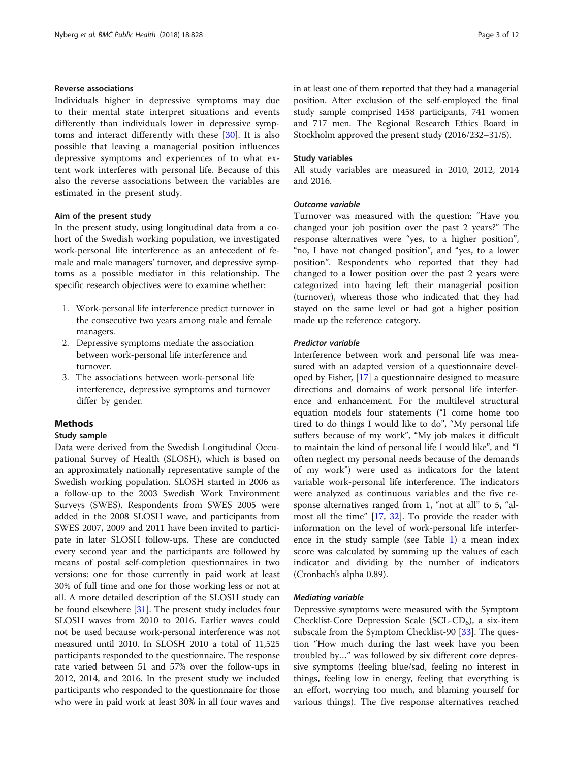### Reverse associations

Individuals higher in depressive symptoms may due to their mental state interpret situations and events differently than individuals lower in depressive symptoms and interact differently with these [30]. It is also possible that leaving a managerial position influences depressive symptoms and experiences of to what extent work interferes with personal life. Because of this also the reverse associations between the variables are estimated in the present study.

### Aim of the present study

In the present study, using longitudinal data from a cohort of the Swedish working population, we investigated work-personal life interference as an antecedent of female and male managers' turnover, and depressive symptoms as a possible mediator in this relationship. The specific research objectives were to examine whether:

1. Work-personal life interference predict turnover in the consecutive two years among male and female managers.
2. Depressive symptoms mediate the association between work-personal life interference and turnover.
3. The associations between work-personal life interference, depressive symptoms and turnover differ by gender.

## Methods

### Study sample

Data were derived from the Swedish Longitudinal Occupational Survey of Health (SLOSH), which is based on an approximately nationally representative sample of the Swedish working population. SLOSH started in 2006 as a follow-up to the 2003 Swedish Work Environment Surveys (SWES). Respondents from SWES 2005 were added in the 2008 SLOSH wave, and participants from SWES 2007, 2009 and 2011 have been invited to participate in later SLOSH follow-ups. These are conducted every second year and the participants are followed by means of postal self-completion questionnaires in two versions: one for those currently in paid work at least 30% of full time and one for those working less or not at all. A more detailed description of the SLOSH study can be found elsewhere [31]. The present study includes four SLOSH waves from 2010 to 2016. Earlier waves could not be used because work-personal interference was not measured until 2010. In SLOSH 2010 a total of 11,525 participants responded to the questionnaire. The response rate varied between 51 and 57% over the follow-ups in 2012, 2014, and 2016. In the present study we included participants who responded to the questionnaire for those who were in paid work at least 30% in all four waves and in at least one of them reported that they had a managerial position. After exclusion of the self-employed the final study sample comprised 1458 participants, 741 women and 717 men. The Regional Research Ethics Board in Stockholm approved the present study (2016/232–31/5).

### Study variables

All study variables are measured in 2010, 2012, 2014 and 2016.

#### *Outcome variable*

Turnover was measured with the question: "Have you changed your job position over the past 2 years?" The response alternatives were "yes, to a higher position", "no, I have not changed position", and "yes, to a lower position". Respondents who reported that they had changed to a lower position over the past 2 years were categorized into having left their managerial position (turnover), whereas those who indicated that they had stayed on the same level or had got a higher position made up the reference category.

#### *Predictor variable*

Interference between work and personal life was measured with an adapted version of a questionnaire developed by Fisher, [17] a questionnaire designed to measure directions and domains of work personal life interference and enhancement. For the multilevel structural equation models four statements ("I come home too tired to do things I would like to do", "My personal life suffers because of my work", "My job makes it difficult to maintain the kind of personal life I would like", and "I often neglect my personal needs because of the demands of my work") were used as indicators for the latent variable work-personal life interference. The indicators were analyzed as continuous variables and the five response alternatives ranged from 1, "not at all" to 5, "almost all the time" [17, 32]. To provide the reader with information on the level of work-personal life interference in the study sample (see Table 1) a mean index score was calculated by summing up the values of each indicator and dividing by the number of indicators (Cronbach's alpha 0.89).

#### *Mediating variable*

Depressive symptoms were measured with the Symptom Checklist-Core Depression Scale (SCL-$CD_6$), a six-item subscale from the Symptom Checklist-90 [33]. The question "How much during the last week have you been troubled by…" was followed by six different core depressive symptoms (feeling blue/sad, feeling no interest in things, feeling low in energy, feeling that everything is an effort, worrying too much, and blaming yourself for various things). The five response alternatives reached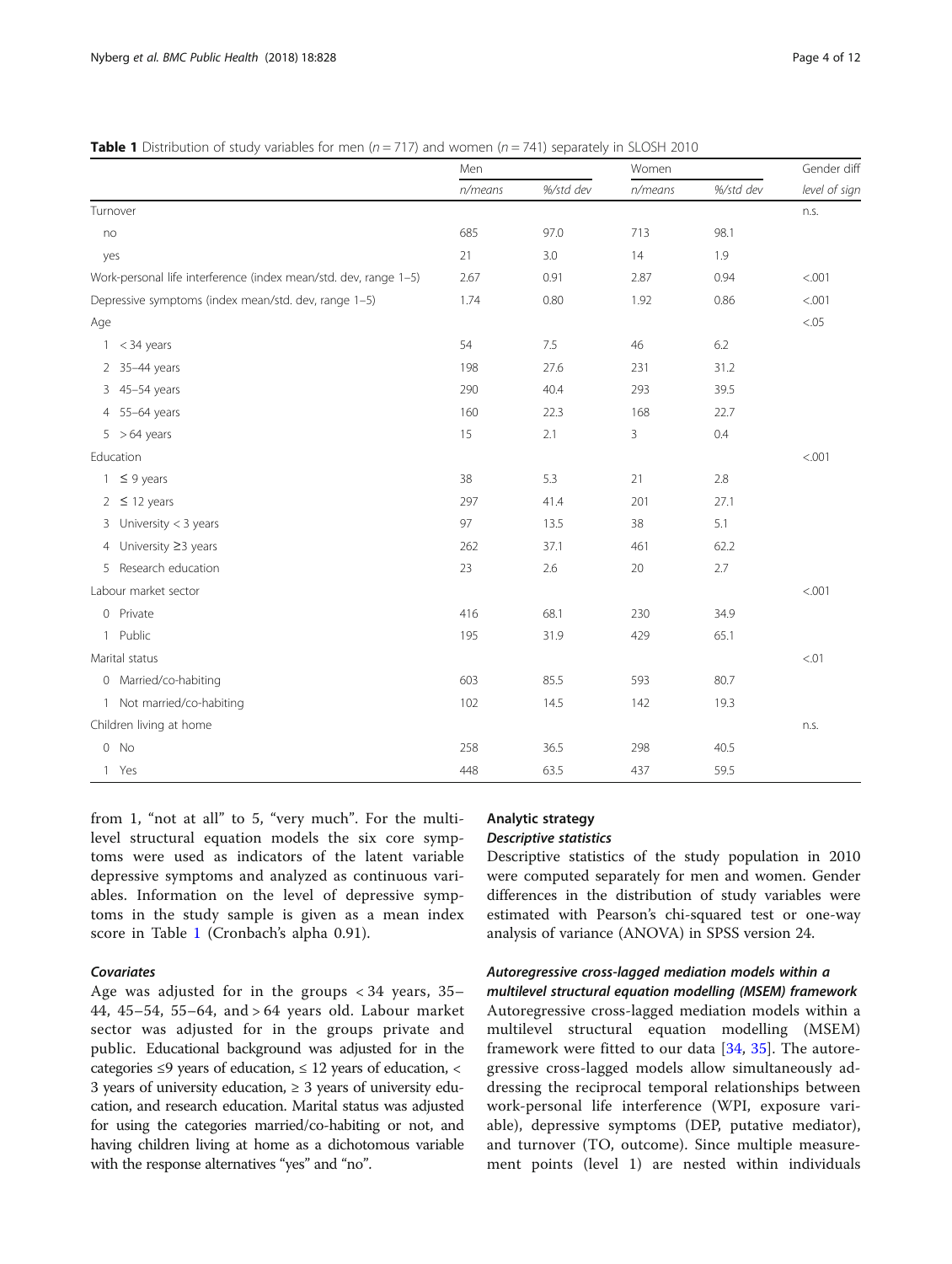**Table 1** Distribution of study variables for men ($n = 717$) and women ($n = 741$) separately in SLOSH 2010

| | Men | | Women | | Gender diff |
|---|---|---|---|---|---|
| | *n/means* | *%/std dev* | *n/means* | *%/std dev* | *level of sign* |
| Turnover | | | | | n.s. |
| no | 685 | 97.0 | 713 | 98.1 | |
| yes | 21 | 3.0 | 14 | 1.9 | |
| Work-personal life interference (index mean/std. dev, range 1–5) | 2.67 | 0.91 | 2.87 | 0.94 | <.001 |
| Depressive symptoms (index mean/std. dev, range 1–5) | 1.74 | 0.80 | 1.92 | 0.86 | <.001 |
| Age | | | | | <.05 |
| 1 < 34 years | 54 | 7.5 | 46 | 6.2 | |
| 2 35–44 years | 198 | 27.6 | 231 | 31.2 | |
| 3 45–54 years | 290 | 40.4 | 293 | 39.5 | |
| 4 55–64 years | 160 | 22.3 | 168 | 22.7 | |
| 5 > 64 years | 15 | 2.1 | 3 | 0.4 | |
| Education | | | | | <.001 |
| 1 ≤ 9 years | 38 | 5.3 | 21 | 2.8 | |
| 2 ≤ 12 years | 297 | 41.4 | 201 | 27.1 | |
| 3 University < 3 years | 97 | 13.5 | 38 | 5.1 | |
| 4 University ≥3 years | 262 | 37.1 | 461 | 62.2 | |
| 5 Research education | 23 | 2.6 | 20 | 2.7 | |
| Labour market sector | | | | | <.001 |
| 0 Private | 416 | 68.1 | 230 | 34.9 | |
| 1 Public | 195 | 31.9 | 429 | 65.1 | |
| Marital status | | | | | <.01 |
| 0 Married/co-habiting | 603 | 85.5 | 593 | 80.7 | |
| 1 Not married/co-habiting | 102 | 14.5 | 142 | 19.3 | |
| Children living at home | | | | | n.s. |
| 0 No | 258 | 36.5 | 298 | 40.5 | |
| 1 Yes | 448 | 63.5 | 437 | 59.5 | |

from 1, "not at all" to 5, "very much". For the multilevel structural equation models the six core symptoms were used as indicators of the latent variable depressive symptoms and analyzed as continuous variables. Information on the level of depressive symptoms in the study sample is given as a mean index score in Table 1 (Cronbach's alpha 0.91).

### *Covariates*

Age was adjusted for in the groups < 34 years, 35–44, 45–54, 55–64, and > 64 years old. Labour market sector was adjusted for in the groups private and public. Educational background was adjusted for in the categories ≤9 years of education, ≤ 12 years of education, < 3 years of university education, ≥ 3 years of university education, and research education. Marital status was adjusted for using the categories married/co-habiting or not, and having children living at home as a dichotomous variable with the response alternatives "yes" and "no".

## Analytic strategy

### *Descriptive statistics*

Descriptive statistics of the study population in 2010 were computed separately for men and women. Gender differences in the distribution of study variables were estimated with Pearson's chi-squared test or one-way analysis of variance (ANOVA) in SPSS version 24.

### *Autoregressive cross-lagged mediation models within a multilevel structural equation modelling (MSEM) framework*

Autoregressive cross-lagged mediation models within a multilevel structural equation modelling (MSEM) framework were fitted to our data [34, 35]. The autoregressive cross-lagged models allow simultaneously addressing the reciprocal temporal relationships between work-personal life interference (WPI, exposure variable), depressive symptoms (DEP, putative mediator), and turnover (TO, outcome). Since multiple measurement points (level 1) are nested within individuals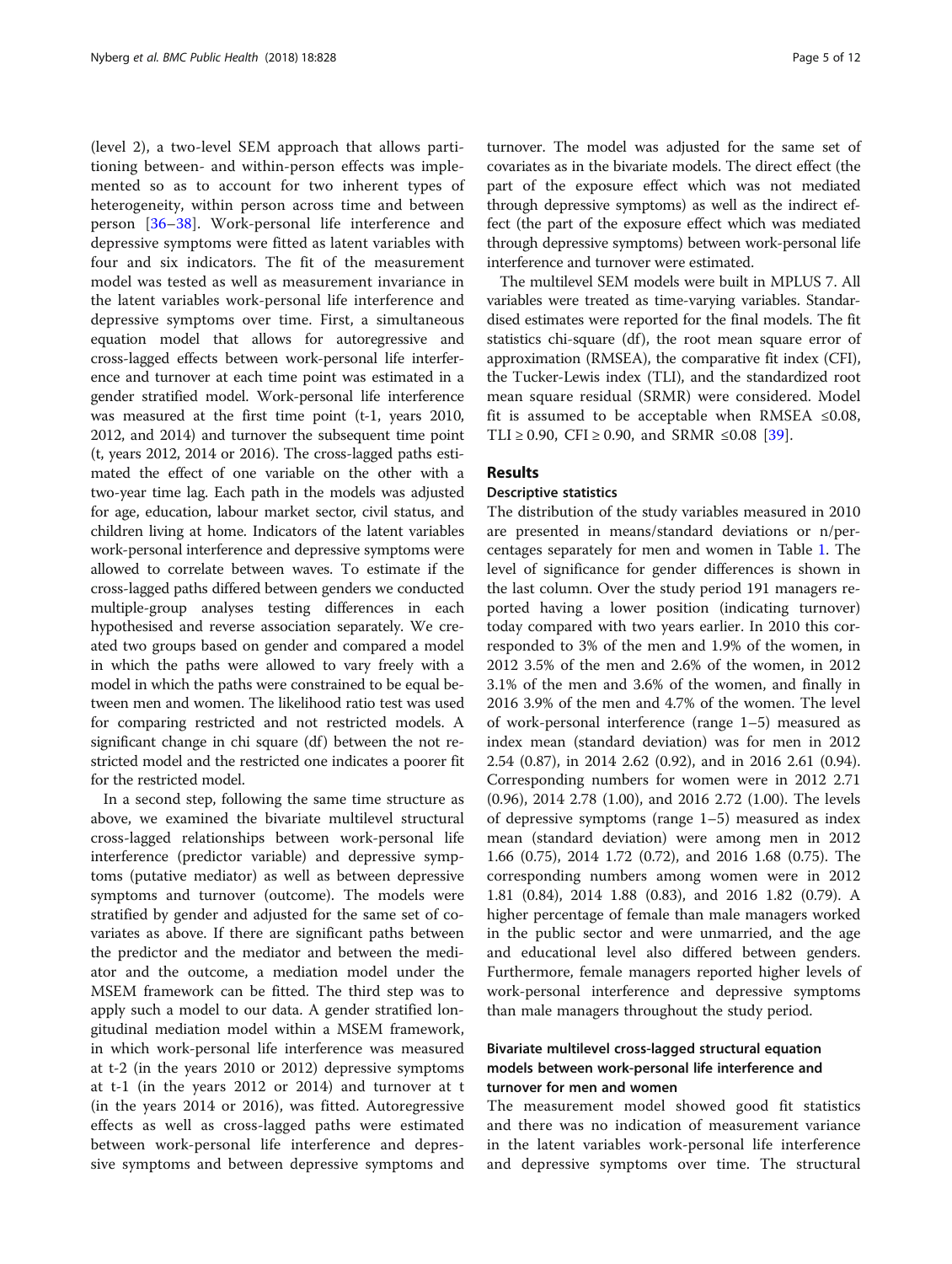(level 2), a two-level SEM approach that allows partitioning between- and within-person effects was implemented so as to account for two inherent types of heterogeneity, within person across time and between person [36–38]. Work-personal life interference and depressive symptoms were fitted as latent variables with four and six indicators. The fit of the measurement model was tested as well as measurement invariance in the latent variables work-personal life interference and depressive symptoms over time. First, a simultaneous equation model that allows for autoregressive and cross-lagged effects between work-personal life interference and turnover at each time point was estimated in a gender stratified model. Work-personal life interference was measured at the first time point (t-1, years 2010, 2012, and 2014) and turnover the subsequent time point (t, years 2012, 2014 or 2016). The cross-lagged paths estimated the effect of one variable on the other with a two-year time lag. Each path in the models was adjusted for age, education, labour market sector, civil status, and children living at home. Indicators of the latent variables work-personal interference and depressive symptoms were allowed to correlate between waves. To estimate if the cross-lagged paths differed between genders we conducted multiple-group analyses testing differences in each hypothesised and reverse association separately. We created two groups based on gender and compared a model in which the paths were allowed to vary freely with a model in which the paths were constrained to be equal between men and women. The likelihood ratio test was used for comparing restricted and not restricted models. A significant change in chi square (df) between the not restricted model and the restricted one indicates a poorer fit for the restricted model.

In a second step, following the same time structure as above, we examined the bivariate multilevel structural cross-lagged relationships between work-personal life interference (predictor variable) and depressive symptoms (putative mediator) as well as between depressive symptoms and turnover (outcome). The models were stratified by gender and adjusted for the same set of covariates as above. If there are significant paths between the predictor and the mediator and between the mediator and the outcome, a mediation model under the MSEM framework can be fitted. The third step was to apply such a model to our data. A gender stratified longitudinal mediation model within a MSEM framework, in which work-personal life interference was measured at t-2 (in the years 2010 or 2012) depressive symptoms at t-1 (in the years 2012 or 2014) and turnover at t (in the years 2014 or 2016), was fitted. Autoregressive effects as well as cross-lagged paths were estimated between work-personal life interference and depressive symptoms and between depressive symptoms and turnover. The model was adjusted for the same set of covariates as in the bivariate models. The direct effect (the part of the exposure effect which was not mediated through depressive symptoms) as well as the indirect effect (the part of the exposure effect which was mediated through depressive symptoms) between work-personal life interference and turnover were estimated.

The multilevel SEM models were built in MPLUS 7. All variables were treated as time-varying variables. Standardised estimates were reported for the final models. The fit statistics chi-square (df), the root mean square error of approximation (RMSEA), the comparative fit index (CFI), the Tucker-Lewis index (TLI), and the standardized root mean square residual (SRMR) were considered. Model fit is assumed to be acceptable when RMSEA ≤0.08, TLI ≥ 0.90, CFI ≥ 0.90, and SRMR ≤0.08 [39].

## Results

### Descriptive statistics

The distribution of the study variables measured in 2010 are presented in means/standard deviations or n/percentages separately for men and women in Table 1. The level of significance for gender differences is shown in the last column. Over the study period 191 managers reported having a lower position (indicating turnover) today compared with two years earlier. In 2010 this corresponded to 3% of the men and 1.9% of the women, in 2012 3.5% of the men and 2.6% of the women, in 2012 3.1% of the men and 3.6% of the women, and finally in 2016 3.9% of the men and 4.7% of the women. The level of work-personal interference (range 1–5) measured as index mean (standard deviation) was for men in 2012 2.54 (0.87), in 2014 2.62 (0.92), and in 2016 2.61 (0.94). Corresponding numbers for women were in 2012 2.71 (0.96), 2014 2.78 (1.00), and 2016 2.72 (1.00). The levels of depressive symptoms (range 1–5) measured as index mean (standard deviation) were among men in 2012 1.66 (0.75), 2014 1.72 (0.72), and 2016 1.68 (0.75). The corresponding numbers among women were in 2012 1.81 (0.84), 2014 1.88 (0.83), and 2016 1.82 (0.79). A higher percentage of female than male managers worked in the public sector and were unmarried, and the age and educational level also differed between genders. Furthermore, female managers reported higher levels of work-personal interference and depressive symptoms than male managers throughout the study period.

### Bivariate multilevel cross-lagged structural equation models between work-personal life interference and turnover for men and women

The measurement model showed good fit statistics and there was no indication of measurement variance in the latent variables work-personal life interference and depressive symptoms over time. The structural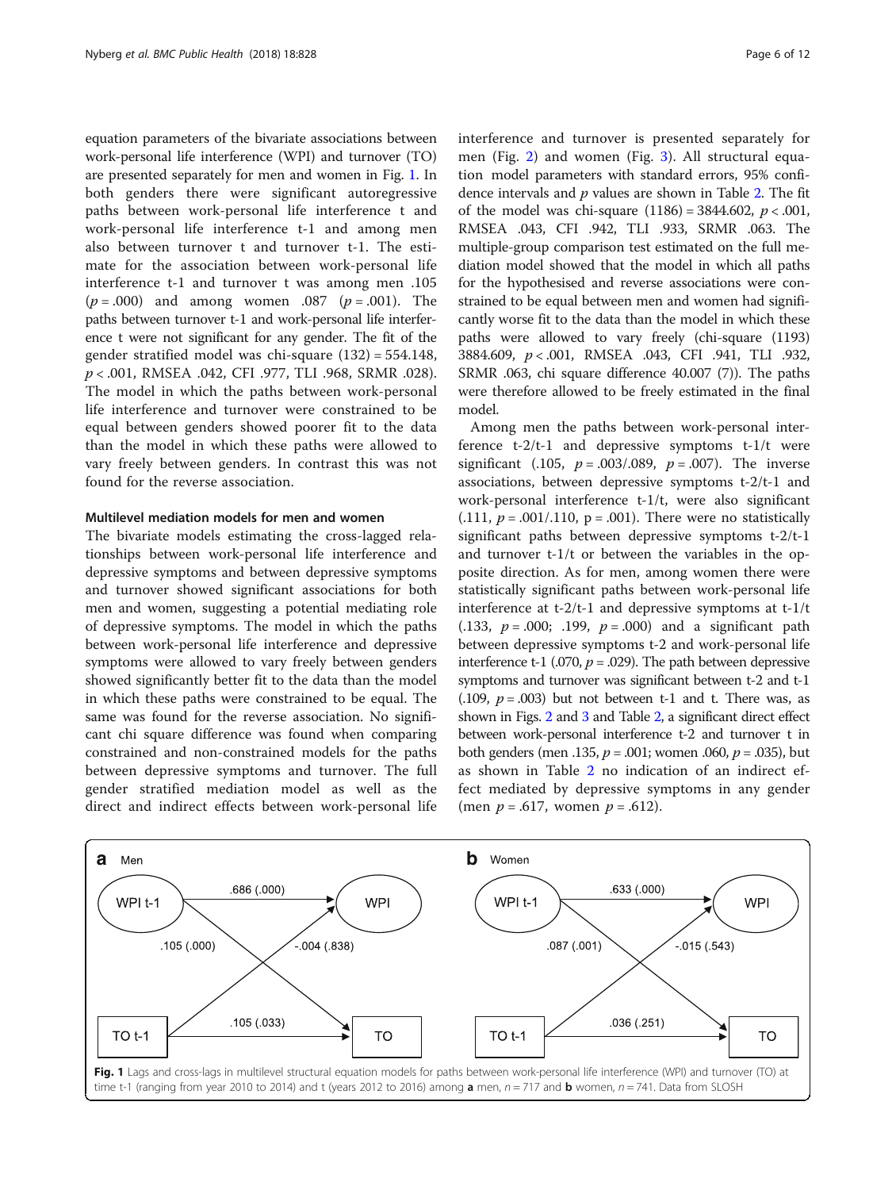equation parameters of the bivariate associations between work-personal life interference (WPI) and turnover (TO) are presented separately for men and women in Fig. 1. In both genders there were significant autoregressive paths between work-personal life interference t and work-personal life interference t-1 and among men also between turnover t and turnover t-1. The estimate for the association between work-personal life interference t-1 and turnover t was among men .105 ($p$ = .000) and among women .087 ($p$ = .001). The paths between turnover t-1 and work-personal life interference t were not significant for any gender. The fit of the gender stratified model was chi-square (132) = 554.148, $p$ < .001, RMSEA .042, CFI .977, TLI .968, SRMR .028). The model in which the paths between work-personal life interference and turnover were constrained to be equal between genders showed poorer fit to the data than the model in which these paths were allowed to vary freely between genders. In contrast this was not found for the reverse association.

### Multilevel mediation models for men and women

The bivariate models estimating the cross-lagged relationships between work-personal life interference and depressive symptoms and between depressive symptoms and turnover showed significant associations for both men and women, suggesting a potential mediating role of depressive symptoms. The model in which the paths between work-personal life interference and depressive symptoms were allowed to vary freely between genders showed significantly better fit to the data than the model in which these paths were constrained to be equal. The same was found for the reverse association. No significant chi square difference was found when comparing constrained and non-constrained models for the paths between depressive symptoms and turnover. The full gender stratified mediation model as well as the direct and indirect effects between work-personal life interference and turnover is presented separately for men (Fig. 2) and women (Fig. 3). All structural equation model parameters with standard errors, 95% confidence intervals and $p$ values are shown in Table 2. The fit of the model was chi-square (1186) = 3844.602, $p$ < .001, RMSEA .043, CFI .942, TLI .933, SRMR .063. The multiple-group comparison test estimated on the full mediation model showed that the model in which all paths for the hypothesised and reverse associations were constrained to be equal between men and women had significantly worse fit to the data than the model in which these paths were allowed to vary freely (chi-square (1193) 3884.609, $p$ < .001, RMSEA .043, CFI .941, TLI .932, SRMR .063, chi square difference 40.007 (7)). The paths were therefore allowed to be freely estimated in the final model.

Among men the paths between work-personal interference t-2/t-1 and depressive symptoms t-1/t were significant (.105, $p$ = .003/.089, $p$ = .007). The inverse associations, between depressive symptoms t-2/t-1 and work-personal interference t-1/t, were also significant (.111, $p$ = .001/.110, p = .001). There were no statistically significant paths between depressive symptoms t-2/t-1 and turnover t-1/t or between the variables in the opposite direction. As for men, among women there were statistically significant paths between work-personal life interference at t-2/t-1 and depressive symptoms at t-1/t (.133, $p$ = .000; .199, $p$ = .000) and a significant path between depressive symptoms t-2 and work-personal life interference t-1 (.070, $p$ = .029). The path between depressive symptoms and turnover was significant between t-2 and t-1 (.109, $p$ = .003) but not between t-1 and t. There was, as shown in Figs. 2 and 3 and Table 2, a significant direct effect between work-personal interference t-2 and turnover t in both genders (men .135, $p$ = .001; women .060, $p$ = .035), but as shown in Table 2 no indication of an indirect effect mediated by depressive symptoms in any gender (men $p$ = .617, women $p$ = .612).

**a** Men: WPI t-1 → WPI .686 (.000); WPI t-1 → TO .105 (.000); TO t-1 → WPI -.004 (.838); TO t-1 → TO .105 (.033)

**b** Women: WPI t-1 → WPI .633 (.000); WPI t-1 → TO .087 (.001); TO t-1 → WPI -.015 (.543); TO t-1 → TO .036 (.251)

**Fig. 1** Lags and cross-lags in multilevel structural equation models for paths between work-personal life interference (WPI) and turnover (TO) at time t-1 (ranging from year 2010 to 2014) and t (years 2012 to 2016) among **a** men, $n$ = 717 and **b** women, $n$ = 741. Data from SLOSH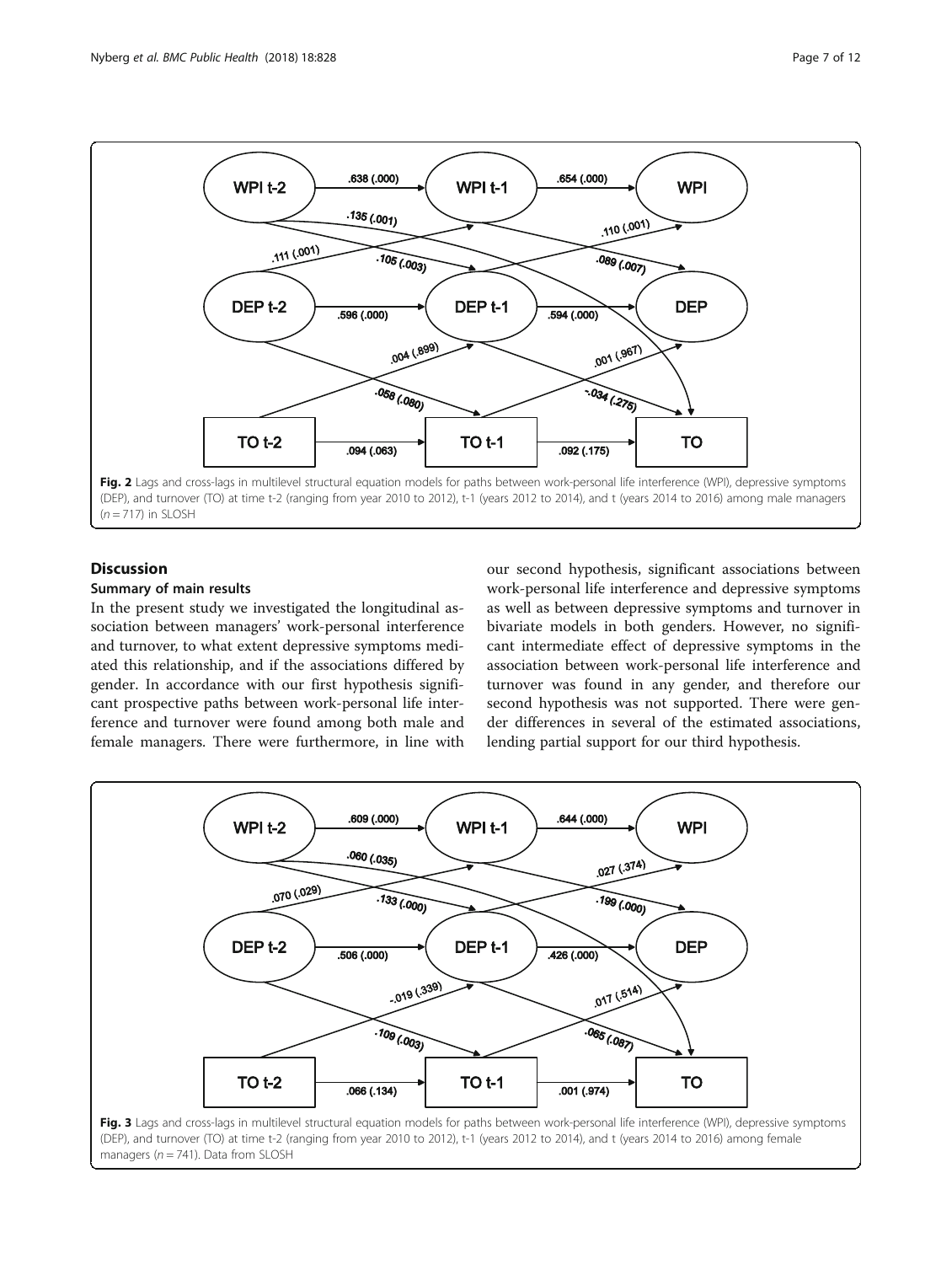**Fig. 2** Lags and cross-lags in multilevel structural equation models for paths between work-personal life interference (WPI), depressive symptoms (DEP), and turnover (TO) at time t-2 (ranging from year 2010 to 2012), t-1 (years 2012 to 2014), and t (years 2014 to 2016) among male managers ($n = 717$) in SLOSH

## Discussion

### Summary of main results

In the present study we investigated the longitudinal association between managers' work-personal interference and turnover, to what extent depressive symptoms mediated this relationship, and if the associations differed by gender. In accordance with our first hypothesis significant prospective paths between work-personal life interference and turnover were found among both male and female managers. There were furthermore, in line with our second hypothesis, significant associations between work-personal life interference and depressive symptoms as well as between depressive symptoms and turnover in bivariate models in both genders. However, no significant intermediate effect of depressive symptoms in the association between work-personal life interference and turnover was found in any gender, and therefore our second hypothesis was not supported. There were gender differences in several of the estimated associations, lending partial support for our third hypothesis.

**Fig. 3** Lags and cross-lags in multilevel structural equation models for paths between work-personal life interference (WPI), depressive symptoms (DEP), and turnover (TO) at time t-2 (ranging from year 2010 to 2012), t-1 (years 2012 to 2014), and t (years 2014 to 2016) among female managers ($n = 741$). Data from SLOSH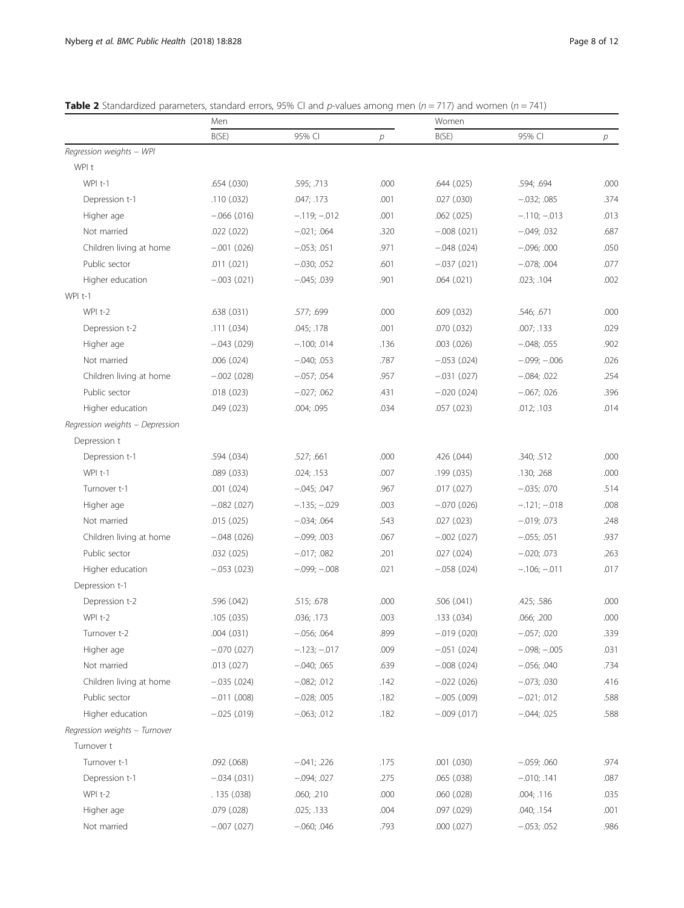**Table 2** Standardized parameters, standard errors, 95% CI and *p*-values among men (*n* = 717) and women (*n* = 741)

| | Men | | | Women | | |
|---|---|---|---|---|---|---|
| | B(SE) | 95% CI | *p* | B(SE) | 95% CI | *p* |
| *Regression weights – WPI* | | | | | | |
| WPI t | | | | | | |
| WPI t-1 | .654 (.030) | .595; .713 | .000 | .644 (.025) | .594; .694 | .000 |
| Depression t-1 | .110 (.032) | .047; .173 | .001 | .027 (.030) | −.032; .085 | .374 |
| Higher age | −.066 (.016) | −.119; −.012 | .001 | .062 (.025) | −.110; −.013 | .013 |
| Not married | .022 (.022) | −.021; .064 | .320 | −.008 (.021) | −.049; .032 | .687 |
| Children living at home | −.001 (.026) | −.053; .051 | .971 | −.048 (.024) | −.096; .000 | .050 |
| Public sector | .011 (.021) | −.030; .052 | .601 | −.037 (.021) | −.078; .004 | .077 |
| Higher education | −.003 (.021) | −.045; .039 | .901 | .064 (.021) | .023; .104 | .002 |
| WPI t-1 | | | | | | |
| WPI t-2 | .638 (.031) | .577; .699 | .000 | .609 (.032) | .546; .671 | .000 |
| Depression t-2 | .111 (.034) | .045; .178 | .001 | .070 (.032) | .007; .133 | .029 |
| Higher age | −.043 (.029) | −.100; .014 | .136 | .003 (.026) | −.048; .055 | .902 |
| Not married | .006 (.024) | −.040; .053 | .787 | −.053 (.024) | −.099; −.006 | .026 |
| Children living at home | −.002 (.028) | −.057; .054 | .957 | −.031 (.027) | −.084; .022 | .254 |
| Public sector | .018 (.023) | −.027; .062 | .431 | −.020 (.024) | −.067; .026 | .396 |
| Higher education | .049 (.023) | .004; .095 | .034 | .057 (.023) | .012; .103 | .014 |
| *Regression weights – Depression* | | | | | | |
| Depression t | | | | | | |
| Depression t-1 | .594 (.034) | .527; .661 | .000 | .426 (.044) | .340; .512 | .000 |
| WPI t-1 | .089 (.033) | .024; .153 | .007 | .199 (.035) | .130; .268 | .000 |
| Turnover t-1 | .001 (.024) | −.045; .047 | .967 | .017 (.027) | −.035; .070 | .514 |
| Higher age | −.082 (.027) | −.135; −.029 | .003 | −.070 (.026) | −.121; −.018 | .008 |
| Not married | .015 (.025) | −.034; .064 | .543 | .027 (.023) | −.019; .073 | .248 |
| Children living at home | −.048 (.026) | −.099; .003 | .067 | −.002 (.027) | −.055; .051 | .937 |
| Public sector | .032 (.025) | −.017; .082 | .201 | .027 (.024) | −.020; .073 | .263 |
| Higher education | −.053 (.023) | −.099; −.008 | .021 | −.058 (.024) | −.106; −.011 | .017 |
| Depression t-1 | | | | | | |
| Depression t-2 | .596 (.042) | .515; .678 | .000 | .506 (.041) | .425; .586 | .000 |
| WPI t-2 | .105 (.035) | .036; .173 | .003 | .133 (.034) | .066; .200 | .000 |
| Turnover t-2 | .004 (.031) | −.056; .064 | .899 | −.019 (.020) | −.057; .020 | .339 |
| Higher age | −.070 (.027) | −.123; −.017 | .009 | −.051 (.024) | −.098; −.005 | .031 |
| Not married | .013 (.027) | −.040; .065 | .639 | −.008 (.024) | −.056; .040 | .734 |
| Children living at home | −.035 (.024) | −.082; .012 | .142 | −.022 (.026) | −.073; .030 | .416 |
| Public sector | −.011 (.008) | −.028; .005 | .182 | −.005 (.009) | −.021; .012 | .588 |
| Higher education | −.025 (.019) | −.063; .012 | .182 | −.009 (.017) | −.044; .025 | .588 |
| *Regression weights – Turnover* | | | | | | |
| Turnover t | | | | | | |
| Turnover t-1 | .092 (.068) | −.041; .226 | .175 | .001 (.030) | −.059; .060 | .974 |
| Depression t-1 | −.034 (.031) | −.094; .027 | .275 | .065 (.038) | −.010; .141 | .087 |
| WPI t-2 | . 135 (.038) | .060; .210 | .000 | .060 (.028) | .004; .116 | .035 |
| Higher age | .079 (.028) | .025; .133 | .004 | .097 (.029) | .040; .154 | .001 |
| Not married | −.007 (.027) | −.060; .046 | .793 | .000 (.027) | −.053; .052 | .986 |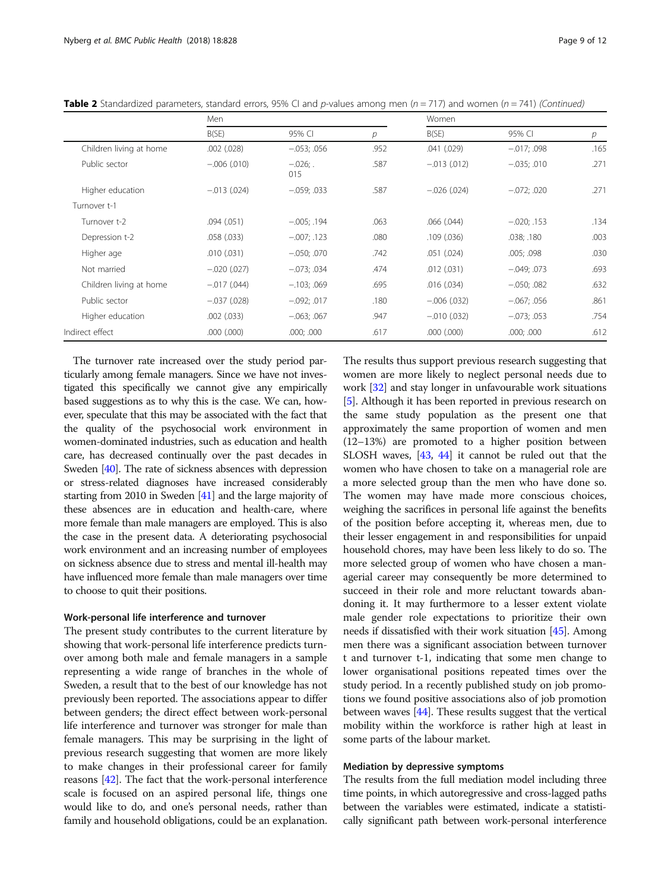**Table 2** Standardized parameters, standard errors, 95% CI and *p*-values among men (*n* = 717) and women (*n* = 741) *(Continued)*

| | Men | | | Women | | |
|---|---|---|---|---|---|---|
| | B(SE) | 95% CI | *p* | B(SE) | 95% CI | *p* |
| Children living at home | .002 (.028) | −.053; .056 | .952 | .041 (.029) | −.017; .098 | .165 |
| Public sector | −.006 (.010) | −.026; .015 | .587 | −.013 (.012) | −.035; .010 | .271 |
| Higher education | −.013 (.024) | −.059; .033 | .587 | −.026 (.024) | −.072; .020 | .271 |
| Turnover t-1 | | | | | | |
| Turnover t-2 | .094 (.051) | −.005; .194 | .063 | .066 (.044) | −.020; .153 | .134 |
| Depression t-2 | .058 (.033) | −.007; .123 | .080 | .109 (.036) | .038; .180 | .003 |
| Higher age | .010 (.031) | −.050; .070 | .742 | .051 (.024) | .005; .098 | .030 |
| Not married | −.020 (.027) | −.073; .034 | .474 | .012 (.031) | −.049; .073 | .693 |
| Children living at home | −.017 (.044) | −.103; .069 | .695 | .016 (.034) | −.050; .082 | .632 |
| Public sector | −.037 (.028) | −.092; .017 | .180 | −.006 (.032) | −.067; .056 | .861 |
| Higher education | .002 (.033) | −.063; .067 | .947 | −.010 (.032) | −.073; .053 | .754 |
| Indirect effect | .000 (.000) | .000; .000 | .617 | .000 (.000) | .000; .000 | .612 |

The turnover rate increased over the study period particularly among female managers. Since we have not investigated this specifically we cannot give any empirically based suggestions as to why this is the case. We can, however, speculate that this may be associated with the fact that the quality of the psychosocial work environment in women-dominated industries, such as education and health care, has decreased continually over the past decades in Sweden [40]. The rate of sickness absences with depression or stress-related diagnoses have increased considerably starting from 2010 in Sweden [41] and the large majority of these absences are in education and health-care, where more female than male managers are employed. This is also the case in the present data. A deteriorating psychosocial work environment and an increasing number of employees on sickness absence due to stress and mental ill-health may have influenced more female than male managers over time to choose to quit their positions.

### Work-personal life interference and turnover

The present study contributes to the current literature by showing that work-personal life interference predicts turnover among both male and female managers in a sample representing a wide range of branches in the whole of Sweden, a result that to the best of our knowledge has not previously been reported. The associations appear to differ between genders; the direct effect between work-personal life interference and turnover was stronger for male than female managers. This may be surprising in the light of previous research suggesting that women are more likely to make changes in their professional career for family reasons [42]. The fact that the work-personal interference scale is focused on an aspired personal life, things one would like to do, and one's personal needs, rather than family and household obligations, could be an explanation. The results thus support previous research suggesting that women are more likely to neglect personal needs due to work [32] and stay longer in unfavourable work situations [5]. Although it has been reported in previous research on the same study population as the present one that approximately the same proportion of women and men (12–13%) are promoted to a higher position between SLOSH waves, [43, 44] it cannot be ruled out that the women who have chosen to take on a managerial role are a more selected group than the men who have done so. The women may have made more conscious choices, weighing the sacrifices in personal life against the benefits of the position before accepting it, whereas men, due to their lesser engagement in and responsibilities for unpaid household chores, may have been less likely to do so. The more selected group of women who have chosen a managerial career may consequently be more determined to succeed in their role and more reluctant towards abandoning it. It may furthermore to a lesser extent violate male gender role expectations to prioritize their own needs if dissatisfied with their work situation [45]. Among men there was a significant association between turnover t and turnover t-1, indicating that some men change to lower organisational positions repeated times over the study period. In a recently published study on job promotions we found positive associations also of job promotion between waves [44]. These results suggest that the vertical mobility within the workforce is rather high at least in some parts of the labour market.

### Mediation by depressive symptoms

The results from the full mediation model including three time points, in which autoregressive and cross-lagged paths between the variables were estimated, indicate a statistically significant path between work-personal interference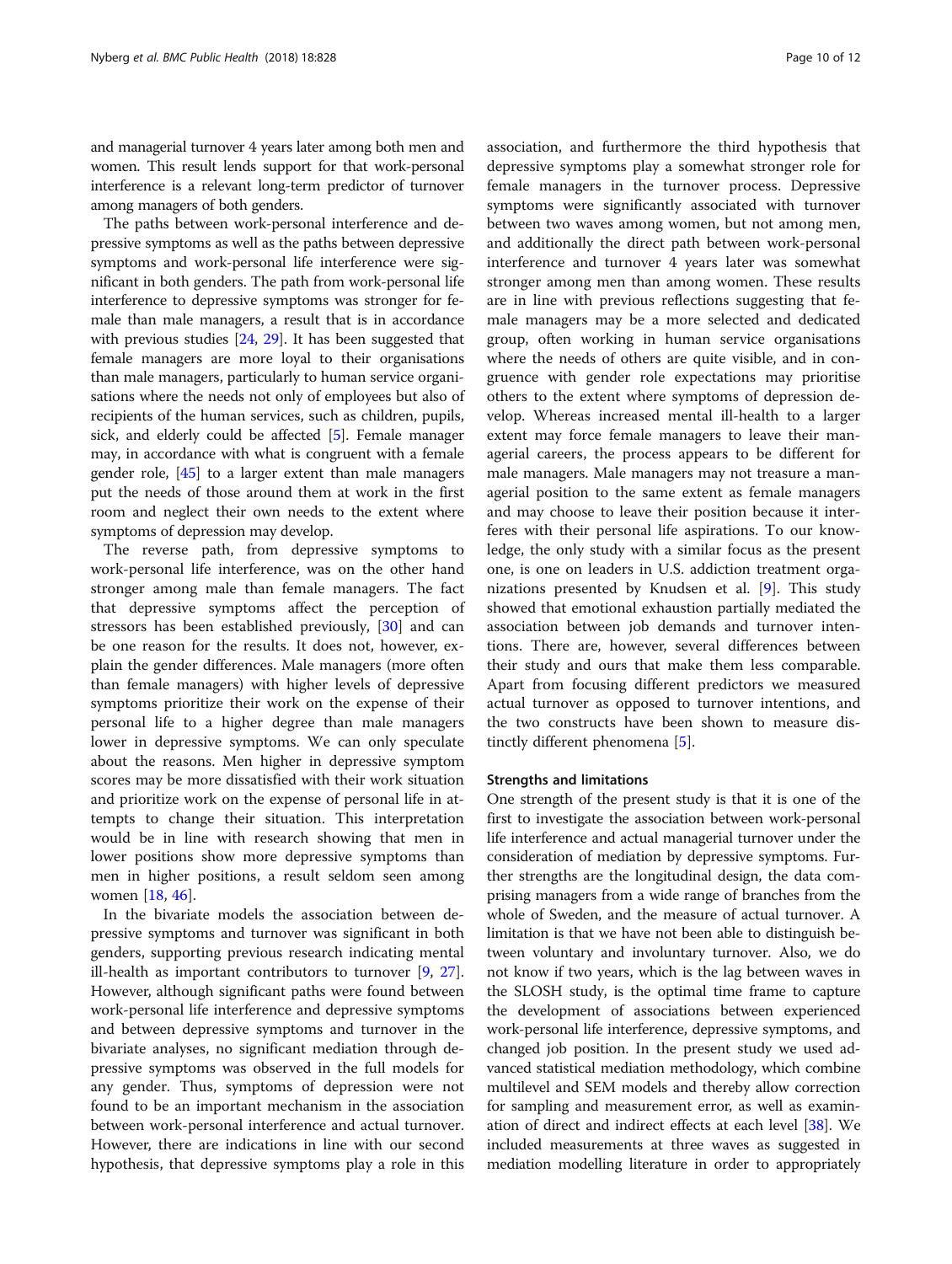and managerial turnover 4 years later among both men and women. This result lends support for that work-personal interference is a relevant long-term predictor of turnover among managers of both genders.

The paths between work-personal interference and depressive symptoms as well as the paths between depressive symptoms and work-personal life interference were significant in both genders. The path from work-personal life interference to depressive symptoms was stronger for female than male managers, a result that is in accordance with previous studies [24, 29]. It has been suggested that female managers are more loyal to their organisations than male managers, particularly to human service organisations where the needs not only of employees but also of recipients of the human services, such as children, pupils, sick, and elderly could be affected [5]. Female manager may, in accordance with what is congruent with a female gender role, [45] to a larger extent than male managers put the needs of those around them at work in the first room and neglect their own needs to the extent where symptoms of depression may develop.

The reverse path, from depressive symptoms to work-personal life interference, was on the other hand stronger among male than female managers. The fact that depressive symptoms affect the perception of stressors has been established previously, [30] and can be one reason for the results. It does not, however, explain the gender differences. Male managers (more often than female managers) with higher levels of depressive symptoms prioritize their work on the expense of their personal life to a higher degree than male managers lower in depressive symptoms. We can only speculate about the reasons. Men higher in depressive symptom scores may be more dissatisfied with their work situation and prioritize work on the expense of personal life in attempts to change their situation. This interpretation would be in line with research showing that men in lower positions show more depressive symptoms than men in higher positions, a result seldom seen among women [18, 46].

In the bivariate models the association between depressive symptoms and turnover was significant in both genders, supporting previous research indicating mental ill-health as important contributors to turnover [9, 27]. However, although significant paths were found between work-personal life interference and depressive symptoms and between depressive symptoms and turnover in the bivariate analyses, no significant mediation through depressive symptoms was observed in the full models for any gender. Thus, symptoms of depression were not found to be an important mechanism in the association between work-personal interference and actual turnover. However, there are indications in line with our second hypothesis, that depressive symptoms play a role in this association, and furthermore the third hypothesis that depressive symptoms play a somewhat stronger role for female managers in the turnover process. Depressive symptoms were significantly associated with turnover between two waves among women, but not among men, and additionally the direct path between work-personal interference and turnover 4 years later was somewhat stronger among men than among women. These results are in line with previous reflections suggesting that female managers may be a more selected and dedicated group, often working in human service organisations where the needs of others are quite visible, and in congruence with gender role expectations may prioritise others to the extent where symptoms of depression develop. Whereas increased mental ill-health to a larger extent may force female managers to leave their managerial careers, the process appears to be different for male managers. Male managers may not treasure a managerial position to the same extent as female managers and may choose to leave their position because it interferes with their personal life aspirations. To our knowledge, the only study with a similar focus as the present one, is one on leaders in U.S. addiction treatment organizations presented by Knudsen et al. [9]. This study showed that emotional exhaustion partially mediated the association between job demands and turnover intentions. There are, however, several differences between their study and ours that make them less comparable. Apart from focusing different predictors we measured actual turnover as opposed to turnover intentions, and the two constructs have been shown to measure distinctly different phenomena [5].

### Strengths and limitations

One strength of the present study is that it is one of the first to investigate the association between work-personal life interference and actual managerial turnover under the consideration of mediation by depressive symptoms. Further strengths are the longitudinal design, the data comprising managers from a wide range of branches from the whole of Sweden, and the measure of actual turnover. A limitation is that we have not been able to distinguish between voluntary and involuntary turnover. Also, we do not know if two years, which is the lag between waves in the SLOSH study, is the optimal time frame to capture the development of associations between experienced work-personal life interference, depressive symptoms, and changed job position. In the present study we used advanced statistical mediation methodology, which combine multilevel and SEM models and thereby allow correction for sampling and measurement error, as well as examination of direct and indirect effects at each level [38]. We included measurements at three waves as suggested in mediation modelling literature in order to appropriately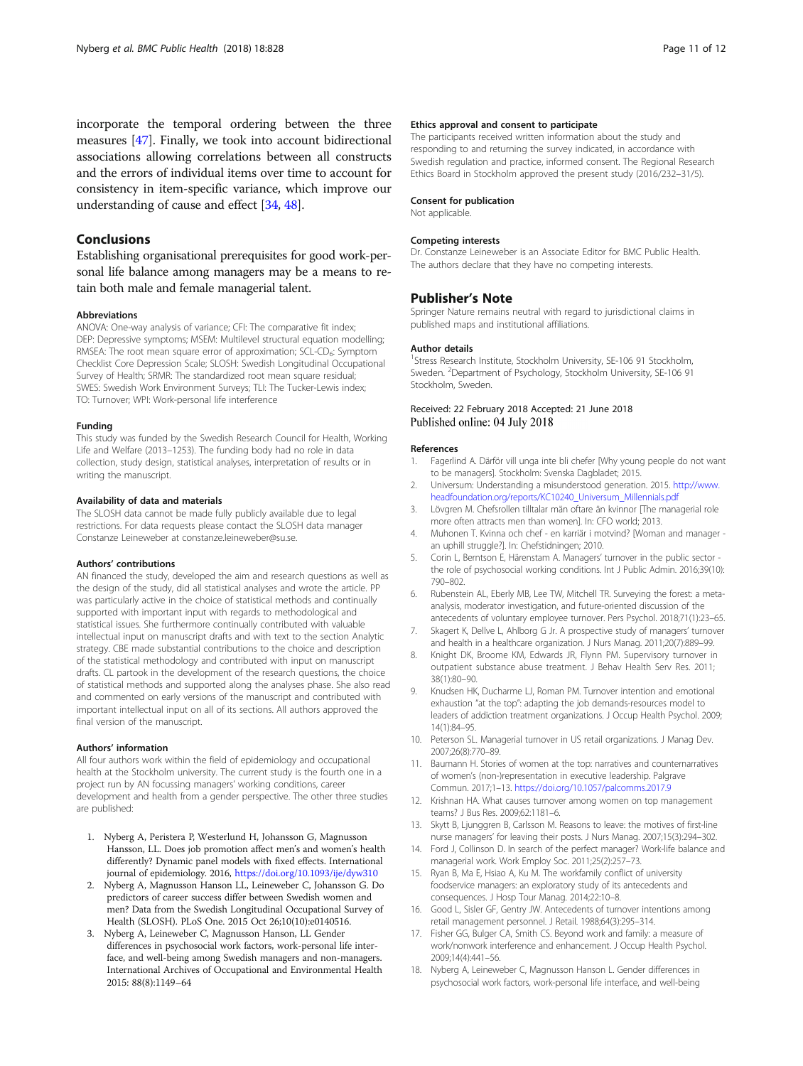incorporate the temporal ordering between the three measures [47]. Finally, we took into account bidirectional associations allowing correlations between all constructs and the errors of individual items over time to account for consistency in item-specific variance, which improve our understanding of cause and effect [34, 48].

## Conclusions

Establishing organisational prerequisites for good work-personal life balance among managers may be a means to retain both male and female managerial talent.

#### Abbreviations

ANOVA: One-way analysis of variance; CFI: The comparative fit index; DEP: Depressive symptoms; MSEM: Multilevel structural equation modelling; RMSEA: The root mean square error of approximation; SCL-CD$_6$: Symptom Checklist Core Depression Scale; SLOSH: Swedish Longitudinal Occupational Survey of Health; SRMR: The standardized root mean square residual; SWES: Swedish Work Environment Surveys; TLI: The Tucker-Lewis index; TO: Turnover; WPI: Work-personal life interference

#### Funding

This study was funded by the Swedish Research Council for Health, Working Life and Welfare (2013–1253). The funding body had no role in data collection, study design, statistical analyses, interpretation of results or in writing the manuscript.

#### Availability of data and materials

The SLOSH data cannot be made fully publicly available due to legal restrictions. For data requests please contact the SLOSH data manager Constanze Leineweber at constanze.leineweber@su.se.

#### Authors' contributions

AN financed the study, developed the aim and research questions as well as the design of the study, did all statistical analyses and wrote the article. PP was particularly active in the choice of statistical methods and continually supported with important input with regards to methodological and statistical issues. She furthermore continually contributed with valuable intellectual input on manuscript drafts and with text to the section Analytic strategy. CBE made substantial contributions to the choice and description of the statistical methodology and contributed with input on manuscript drafts. CL partook in the development of the research questions, the choice of statistical methods and supported along the analyses phase. She also read and commented on early versions of the manuscript and contributed with important intellectual input on all of its sections. All authors approved the final version of the manuscript.

#### Authors' information

All four authors work within the field of epidemiology and occupational health at the Stockholm university. The current study is the fourth one in a project run by AN focussing managers' working conditions, career development and health from a gender perspective. The other three studies are published:

1. Nyberg A, Peristera P, Westerlund H, Johansson G, Magnusson Hansson, LL. Does job promotion affect men's and women's health differently? Dynamic panel models with fixed effects. International journal of epidemiology. 2016, https://doi.org/10.1093/ije/dyw310
2. Nyberg A, Magnusson Hanson LL, Leineweber C, Johansson G. Do predictors of career success differ between Swedish women and men? Data from the Swedish Longitudinal Occupational Survey of Health (SLOSH). PLoS One. 2015 Oct 26;10(10):e0140516.
3. Nyberg A, Leineweber C, Magnusson Hanson, LL Gender differences in psychosocial work factors, work-personal life interface, and well-being among Swedish managers and non-managers. International Archives of Occupational and Environmental Health 2015: 88(8):1149–64

#### Ethics approval and consent to participate

The participants received written information about the study and responding to and returning the survey indicated, in accordance with Swedish regulation and practice, informed consent. The Regional Research Ethics Board in Stockholm approved the present study (2016/232–31/5).

#### Consent for publication

Not applicable.

#### Competing interests

Dr. Constanze Leineweber is an Associate Editor for BMC Public Health. The authors declare that they have no competing interests.

## Publisher's Note

Springer Nature remains neutral with regard to jurisdictional claims in published maps and institutional affiliations.

#### Author details

[1]Stress Research Institute, Stockholm University, SE-106 91 Stockholm, Sweden. [2]Department of Psychology, Stockholm University, SE-106 91 Stockholm, Sweden.

Received: 22 February 2018 Accepted: 21 June 2018
Published online: 04 July 2018

#### References

1. Fagerlind A. Därför vill unga inte bli chefer [Why young people do not want to be managers]. Stockholm: Svenska Dagbladet; 2015.
2. Universum: Understanding a misunderstood generation. 2015. http://www.headfoundation.org/reports/KC10240_Universum_Millennials.pdf
3. Lövgren M. Chefsrollen tilltalar män oftare än kvinnor [The managerial role more often attracts men than women]. In: CFO world; 2013.
4. Muhonen T. Kvinna och chef - en karriär i motvind? [Woman and manager - an uphill struggle?]. In: Chefstidningen; 2010.
5. Corin L, Berntson E, Härenstam A. Managers' turnover in the public sector - the role of psychosocial working conditions. Int J Public Admin. 2016;39(10):790–802.
6. Rubenstein AL, Eberly MB, Lee TW, Mitchell TR. Surveying the forest: a meta-analysis, moderator investigation, and future-oriented discussion of the antecedents of voluntary employee turnover. Pers Psychol. 2018;71(1):23–65.
7. Skagert K, Dellve L, Ahlborg G Jr. A prospective study of managers' turnover and health in a healthcare organization. J Nurs Manag. 2011;20(7):889–99.
8. Knight DK, Broome KM, Edwards JR, Flynn PM. Supervisory turnover in outpatient substance abuse treatment. J Behav Health Serv Res. 2011; 38(1):80–90.
9. Knudsen HK, Ducharme LJ, Roman PM. Turnover intention and emotional exhaustion "at the top": adapting the job demands-resources model to leaders of addiction treatment organizations. J Occup Health Psychol. 2009; 14(1):84–95.
10. Peterson SL. Managerial turnover in US retail organizations. J Manag Dev. 2007;26(8):770–89.
11. Baumann H. Stories of women at the top: narratives and counternarratives of women's (non-)representation in executive leadership. Palgrave Commun. 2017;1–13. https://doi.org/10.1057/palcomms.2017.9
12. Krishnan HA. What causes turnover among women on top management teams? J Bus Res. 2009;62:1181–6.
13. Skytt B, Ljunggren B, Carlsson M. Reasons to leave: the motives of first-line nurse managers' for leaving their posts. J Nurs Manag. 2007;15(3):294–302.
14. Ford J, Collinson D. In search of the perfect manager? Work-life balance and managerial work. Work Employ Soc. 2011;25(2):257–73.
15. Ryan B, Ma E, Hsiao A, Ku M. The workfamily conflict of university foodservice managers: an exploratory study of its antecedents and consequences. J Hosp Tour Manag. 2014;22:10–8.
16. Good L, Sisler GF, Gentry JW. Antecedents of turnover intentions among retail management personnel. J Retail. 1988;64(3):295–314.
17. Fisher GG, Bulger CA, Smith CS. Beyond work and family: a measure of work/nonwork interference and enhancement. J Occup Health Psychol. 2009;14(4):441–56.
18. Nyberg A, Leineweber C, Magnusson Hanson L. Gender differences in psychosocial work factors, work-personal life interface, and well-being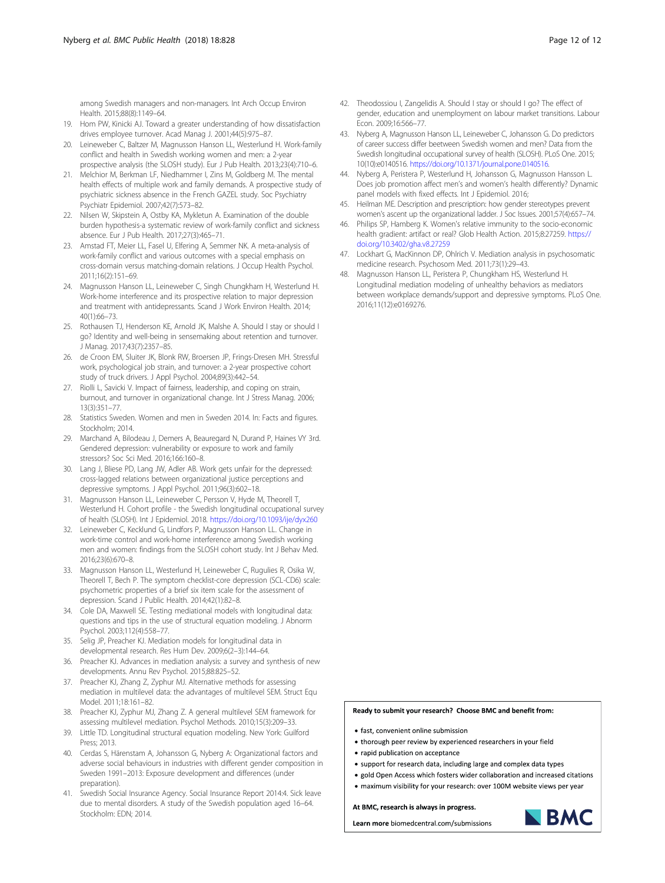among Swedish managers and non-managers. Int Arch Occup Environ Health. 2015;88(8):1149–64.

19. Hom PW, Kinicki AJ. Toward a greater understanding of how dissatisfaction drives employee turnover. Acad Manag J. 2001;44(5):975–87.
20. Leineweber C, Baltzer M, Magnusson Hanson LL, Westerlund H. Work-family conflict and health in Swedish working women and men: a 2-year prospective analysis (the SLOSH study). Eur J Pub Health. 2013;23(4):710–6.
21. Melchior M, Berkman LF, Niedhammer I, Zins M, Goldberg M. The mental health effects of multiple work and family demands. A prospective study of psychiatric sickness absence in the French GAZEL study. Soc Psychiatry Psychiatr Epidemiol. 2007;42(7):573–82.
22. Nilsen W, Skipstein A, Ostby KA, Mykletun A. Examination of the double burden hypothesis-a systematic review of work-family conflict and sickness absence. Eur J Pub Health. 2017;27(3):465–71.
23. Amstad FT, Meier LL, Fasel U, Elfering A, Semmer NK. A meta-analysis of work-family conflict and various outcomes with a special emphasis on cross-domain versus matching-domain relations. J Occup Health Psychol. 2011;16(2):151–69.
24. Magnusson Hanson LL, Leineweber C, Singh Chungkham H, Westerlund H. Work-home interference and its prospective relation to major depression and treatment with antidepressants. Scand J Work Environ Health. 2014; 40(1):66–73.
25. Rothausen TJ, Henderson KE, Arnold JK, Malshe A. Should I stay or should I go? Identity and well-being in sensemaking about retention and turnover. J Manag. 2017;43(7):2357–85.
26. de Croon EM, Sluiter JK, Blonk RW, Broersen JP, Frings-Dresen MH. Stressful work, psychological job strain, and turnover: a 2-year prospective cohort study of truck drivers. J Appl Psychol. 2004;89(3):442–54.
27. Riolli L, Savicki V. Impact of fairness, leadership, and coping on strain, burnout, and turnover in organizational change. Int J Stress Manag. 2006; 13(3):351–77.
28. Statistics Sweden. Women and men in Sweden 2014. In: Facts and figures. Stockholm; 2014.
29. Marchand A, Bilodeau J, Demers A, Beauregard N, Durand P, Haines VY 3rd. Gendered depression: vulnerability or exposure to work and family stressors? Soc Sci Med. 2016;166:160–8.
30. Lang J, Bliese PD, Lang JW, Adler AB. Work gets unfair for the depressed: cross-lagged relations between organizational justice perceptions and depressive symptoms. J Appl Psychol. 2011;96(3):602–18.
31. Magnusson Hanson LL, Leineweber C, Persson V, Hyde M, Theorell T, Westerlund H. Cohort profile - the Swedish longitudinal occupational survey of health (SLOSH). Int J Epidemiol. 2018. https://doi.org/10.1093/ije/dyx260
32. Leineweber C, Kecklund G, Lindfors P, Magnusson Hanson LL. Change in work-time control and work-home interference among Swedish working men and women: findings from the SLOSH cohort study. Int J Behav Med. 2016;23(6):670–8.
33. Magnusson Hanson LL, Westerlund H, Leineweber C, Rugulies R, Osika W, Theorell T, Bech P. The symptom checklist-core depression (SCL-CD6) scale: psychometric properties of a brief six item scale for the assessment of depression. Scand J Public Health. 2014;42(1):82–8.
34. Cole DA, Maxwell SE. Testing mediational models with longitudinal data: questions and tips in the use of structural equation modeling. J Abnorm Psychol. 2003;112(4):558–77.
35. Selig JP, Preacher KJ. Mediation models for longitudinal data in developmental research. Res Hum Dev. 2009;6(2–3):144–64.
36. Preacher KJ. Advances in mediation analysis: a survey and synthesis of new developments. Annu Rev Psychol. 2015;88:825–52.
37. Preacher KJ, Zhang Z, Zyphur MJ. Alternative methods for assessing mediation in multilevel data: the advantages of multilevel SEM. Struct Equ Model. 2011;18:161–82.
38. Preacher KJ, Zyphur MJ, Zhang Z. A general multilevel SEM framework for assessing multilevel mediation. Psychol Methods. 2010;15(3):209–33.
39. Little TD. Longitudinal structural equation modeling. New York: Guilford Press; 2013.
40. Cerdas S, Härenstam A, Johansson G, Nyberg A: Organizational factors and adverse social behaviours in industries with different gender composition in Sweden 1991–2013: Exposure development and differences (under preparation).
41. Swedish Social Insurance Agency. Social Insurance Report 2014:4. Sick leave due to mental disorders. A study of the Swedish population aged 16–64. Stockholm: EDN; 2014.
42. Theodossiou I, Zangelidis A. Should I stay or should I go? The effect of gender, education and unemployment on labour market transitions. Labour Econ. 2009;16:566–77.
43. Nyberg A, Magnusson Hanson LL, Leineweber C, Johansson G. Do predictors of career success differ beetween Swedish women and men? Data from the Swedish longitudinal occupational survey of health (SLOSH). PLoS One. 2015; 10(10):e0140516. https://doi.org/10.1371/journal.pone.0140516.
44. Nyberg A, Peristera P, Westerlund H, Johansson G, Magnusson Hansson L. Does job promotion affect men's and women's health differently? Dynamic panel models with fixed effects. Int J Epidemiol. 2016;
45. Heilman ME. Description and prescription: how gender stereotypes prevent women's ascent up the organizational ladder. J Soc Issues. 2001;57(4):657–74.
46. Philips SP, Hamberg K. Women's relative immunity to the socio-economic health gradient: artifact or real? Glob Health Action. 2015;8:27259. https://doi.org/10.3402/gha.v8.27259
47. Lockhart G, MacKinnon DP, Ohlrich V. Mediation analysis in psychosomatic medicine research. Psychosom Med. 2011;73(1):29–43.
48. Magnusson Hanson LL, Peristera P, Chungkham HS, Westerlund H. Longitudinal mediation modeling of unhealthy behaviors as mediators between workplace demands/support and depressive symptoms. PLoS One. 2016;11(12):e0169276.

**Ready to submit your research? Choose BMC and benefit from:**

- fast, convenient online submission
- thorough peer review by experienced researchers in your field
- rapid publication on acceptance
- support for research data, including large and complex data types
- gold Open Access which fosters wider collaboration and increased citations
- maximum visibility for your research: over 100M website views per year

**At BMC, research is always in progress.**

**Learn more** biomedcentral.com/submissions

BMC